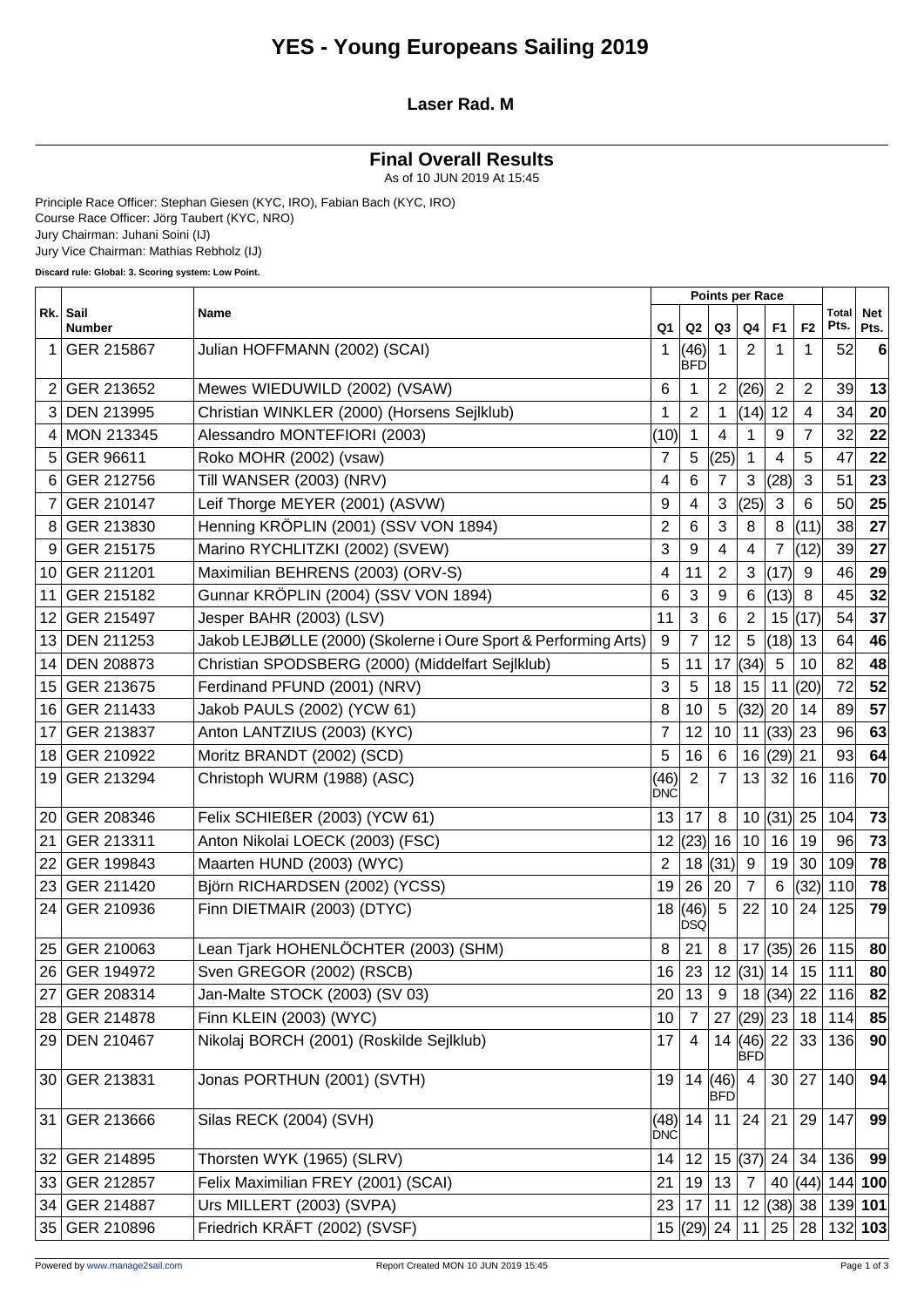# YES - Young Europeans Sailing 2019

## Laser Rad. M

### Final Overall Results

As of 10 JUN 2019 At 15:45

Principle Race Officer: Stephan Giesen (KYC, IRO), Fabian Bach (KYC, IRO)
Course Race Officer: Jörg Taubert (KYC, NRO)
Jury Chairman: Juhani Soini (IJ)
Jury Vice Chairman: Mathias Rebholz (IJ)

**Discard rule: Global: 3. Scoring system: Low Point.**

| Rk. | Sail Number | Name | Points per Race | | | | | | Total Pts. | Net Pts. |
|---|---|---|---|---|---|---|---|---|---|---|
| | | | Q1 | Q2 | Q3 | Q4 | F1 | F2 | | |
| 1 | GER 215867 | Julian HOFFMANN (2002) (SCAI) | 1 | (46) BFD | 1 | 2 | 1 | 1 | 52 | **6** |
| 2 | GER 213652 | Mewes WIEDUWILD (2002) (VSAW) | 6 | 1 | 2 | (26) | 2 | 2 | 39 | **13** |
| 3 | DEN 213995 | Christian WINKLER (2000) (Horsens Sejlklub) | 1 | 2 | 1 | (14) | 12 | 4 | 34 | **20** |
| 4 | MON 213345 | Alessandro MONTEFIORI (2003) | (10) | 1 | 4 | 1 | 9 | 7 | 32 | **22** |
| 5 | GER 96611 | Roko MOHR (2002) (vsaw) | 7 | 5 | (25) | 1 | 4 | 5 | 47 | **22** |
| 6 | GER 212756 | Till WANSER (2003) (NRV) | 4 | 6 | 7 | 3 | (28) | 3 | 51 | **23** |
| 7 | GER 210147 | Leif Thorge MEYER (2001) (ASVW) | 9 | 4 | 3 | (25) | 3 | 6 | 50 | **25** |
| 8 | GER 213830 | Henning KRÖPLIN (2001) (SSV VON 1894) | 2 | 6 | 3 | 8 | 8 | (11) | 38 | **27** |
| 9 | GER 215175 | Marino RYCHLITZKI (2002) (SVEW) | 3 | 9 | 4 | 4 | 7 | (12) | 39 | **27** |
| 10 | GER 211201 | Maximilian BEHRENS (2003) (ORV-S) | 4 | 11 | 2 | 3 | (17) | 9 | 46 | **29** |
| 11 | GER 215182 | Gunnar KRÖPLIN (2004) (SSV VON 1894) | 6 | 3 | 9 | 6 | (13) | 8 | 45 | **32** |
| 12 | GER 215497 | Jesper BAHR (2003) (LSV) | 11 | 3 | 6 | 2 | 15 | (17) | 54 | **37** |
| 13 | DEN 211253 | Jakob LEJBØLLE (2000) (Skolerne i Oure Sport & Performing Arts) | 9 | 7 | 12 | 5 | (18) | 13 | 64 | **46** |
| 14 | DEN 208873 | Christian SPODSBERG (2000) (Middelfart Sejlklub) | 5 | 11 | 17 | (34) | 5 | 10 | 82 | **48** |
| 15 | GER 213675 | Ferdinand PFUND (2001) (NRV) | 3 | 5 | 18 | 15 | 11 | (20) | 72 | **52** |
| 16 | GER 211433 | Jakob PAULS (2002) (YCW 61) | 8 | 10 | 5 | (32) | 20 | 14 | 89 | **57** |
| 17 | GER 213837 | Anton LANTZIUS (2003) (KYC) | 7 | 12 | 10 | 11 | (33) | 23 | 96 | **63** |
| 18 | GER 210922 | Moritz BRANDT (2002) (SCD) | 5 | 16 | 6 | 16 | (29) | 21 | 93 | **64** |
| 19 | GER 213294 | Christoph WURM (1988) (ASC) | (46) DNC | 2 | 7 | 13 | 32 | 16 | 116 | **70** |
| 20 | GER 208346 | Felix SCHIEßER (2003) (YCW 61) | 13 | 17 | 8 | 10 | (31) | 25 | 104 | **73** |
| 21 | GER 213311 | Anton Nikolai LOECK (2003) (FSC) | 12 | (23) | 16 | 10 | 16 | 19 | 96 | **73** |
| 22 | GER 199843 | Maarten HUND (2003) (WYC) | 2 | 18 | (31) | 9 | 19 | 30 | 109 | **78** |
| 23 | GER 211420 | Björn RICHARDSEN (2002) (YCSS) | 19 | 26 | 20 | 7 | 6 | (32) | 110 | **78** |
| 24 | GER 210936 | Finn DIETMAIR (2003) (DTYC) | 18 | (46) DSQ | 5 | 22 | 10 | 24 | 125 | **79** |
| 25 | GER 210063 | Lean Tjark HOHENLÖCHTER (2003) (SHM) | 8 | 21 | 8 | 17 | (35) | 26 | 115 | **80** |
| 26 | GER 194972 | Sven GREGOR (2002) (RSCB) | 16 | 23 | 12 | (31) | 14 | 15 | 111 | **80** |
| 27 | GER 208314 | Jan-Malte STOCK (2003) (SV 03) | 20 | 13 | 9 | 18 | (34) | 22 | 116 | **82** |
| 28 | GER 214878 | Finn KLEIN (2003) (WYC) | 10 | 7 | 27 | (29) | 23 | 18 | 114 | **85** |
| 29 | DEN 210467 | Nikolaj BORCH (2001) (Roskilde Sejlklub) | 17 | 4 | 14 | (46) BFD | 22 | 33 | 136 | **90** |
| 30 | GER 213831 | Jonas PORTHUN (2001) (SVTH) | 19 | 14 | (46) BFD | 4 | 30 | 27 | 140 | **94** |
| 31 | GER 213666 | Silas RECK (2004) (SVH) | (48) DNC | 14 | 11 | 24 | 21 | 29 | 147 | **99** |
| 32 | GER 214895 | Thorsten WYK (1965) (SLRV) | 14 | 12 | 15 | (37) | 24 | 34 | 136 | **99** |
| 33 | GER 212857 | Felix Maximilian FREY (2001) (SCAI) | 21 | 19 | 13 | 7 | 40 | (44) | 144 | **100** |
| 34 | GER 214887 | Urs MILLERT (2003) (SVPA) | 23 | 17 | 11 | 12 | (38) | 38 | 139 | **101** |
| 35 | GER 210896 | Friedrich KRÄFT (2002) (SVSF) | 15 | (29) | 24 | 11 | 25 | 28 | 132 | **103** |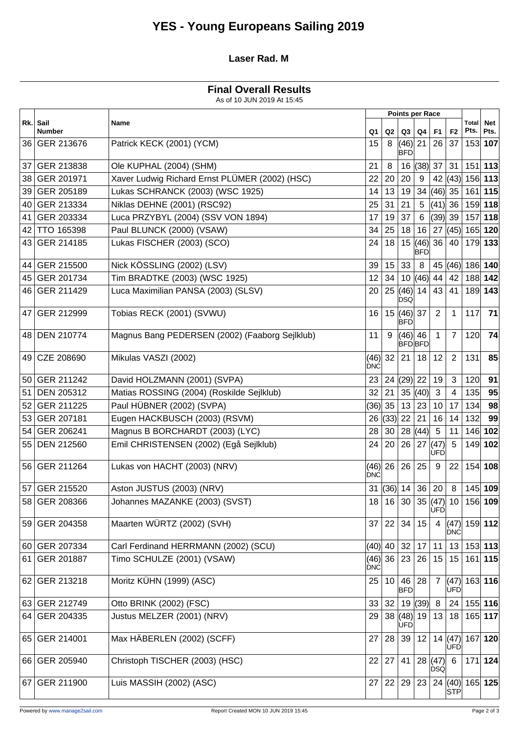# YES - Young Europeans Sailing 2019

### Laser Rad. M

## Final Overall Results

As of 10 JUN 2019 At 15:45

| Rk. | Sail Number | Name | Points per Race Q1 | Q2 | Q3 | Q4 | F1 | F2 | Total Pts. | Net Pts. |
|---|---|---|---|---|---|---|---|---|---|---|
| 36 | GER 213676 | Patrick KECK (2001) (YCM) | 15 | 8 | (46) BFD | 21 | 26 | 37 | 153 | **107** |
| 37 | GER 213838 | Ole KUPHAL (2004) (SHM) | 21 | 8 | 16 | (38) | 37 | 31 | 151 | **113** |
| 38 | GER 201971 | Xaver Ludwig Richard Ernst PLÜMER (2002) (HSC) | 22 | 20 | 20 | 9 | 42 | (43) | 156 | **113** |
| 39 | GER 205189 | Lukas SCHRANCK (2003) (WSC 1925) | 14 | 13 | 19 | 34 | (46) | 35 | 161 | **115** |
| 40 | GER 213334 | Niklas DEHNE (2001) (RSC92) | 25 | 31 | 21 | 5 | (41) | 36 | 159 | **118** |
| 41 | GER 203334 | Luca PRZYBYL (2004) (SSV VON 1894) | 17 | 19 | 37 | 6 | (39) | 39 | 157 | **118** |
| 42 | TTO 165398 | Paul BLUNCK (2000) (VSAW) | 34 | 25 | 18 | 16 | 27 | (45) | 165 | **120** |
| 43 | GER 214185 | Lukas FISCHER (2003) (SCO) | 24 | 18 | 15 | (46) BFD | 36 | 40 | 179 | **133** |
| 44 | GER 215500 | Nick KÖSSLING (2002) (LSV) | 39 | 15 | 33 | 8 | 45 | (46) | 186 | **140** |
| 45 | GER 201734 | Tim BRADTKE (2003) (WSC 1925) | 12 | 34 | 10 | (46) | 44 | 42 | 188 | **142** |
| 46 | GER 211429 | Luca Maximilian PANSA (2003) (SLSV) | 20 | 25 | (46) DSQ | 14 | 43 | 41 | 189 | **143** |
| 47 | GER 212999 | Tobias RECK (2001) (SVWU) | 16 | 15 | (46) BFD | 37 | 2 | 1 | 117 | **71** |
| 48 | DEN 210774 | Magnus Bang PEDERSEN (2002) (Faaborg Sejlklub) | 11 | 9 | (46) BFD | 46 BFD | 1 | 7 | 120 | **74** |
| 49 | CZE 208690 | Mikulas VASZI (2002) | (46) DNC | 32 | 21 | 18 | 12 | 2 | 131 | **85** |
| 50 | GER 211242 | David HOLZMANN (2001) (SVPA) | 23 | 24 | (29) | 22 | 19 | 3 | 120 | **91** |
| 51 | DEN 205312 | Matias ROSSING (2004) (Roskilde Sejlklub) | 32 | 21 | 35 | (40) | 3 | 4 | 135 | **95** |
| 52 | GER 211225 | Paul HÜBNER (2002) (SVPA) | (36) | 35 | 13 | 23 | 10 | 17 | 134 | **98** |
| 53 | GER 207181 | Eugen HACKBUSCH (2003) (RSVM) | 26 | (33) | 22 | 21 | 16 | 14 | 132 | **99** |
| 54 | GER 206241 | Magnus B BORCHARDT (2003) (LYC) | 28 | 30 | 28 | (44) | 5 | 11 | 146 | **102** |
| 55 | DEN 212560 | Emil CHRISTENSEN (2002) (Egå Sejlklub) | 24 | 20 | 26 | 27 | (47) UFD | 5 | 149 | **102** |
| 56 | GER 211264 | Lukas von HACHT (2003) (NRV) | (46) DNC | 26 | 26 | 25 | 9 | 22 | 154 | **108** |
| 57 | GER 215520 | Aston JUSTUS (2003) (NRV) | 31 | (36) | 14 | 36 | 20 | 8 | 145 | **109** |
| 58 | GER 208366 | Johannes MAZANKE (2003) (SVST) | 18 | 16 | 30 | 35 | (47) UFD | 10 | 156 | **109** |
| 59 | GER 204358 | Maarten WÜRTZ (2002) (SVH) | 37 | 22 | 34 | 15 | 4 | (47) DNC | 159 | **112** |
| 60 | GER 207334 | Carl Ferdinand HERRMANN (2002) (SCU) | (40) | 40 | 32 | 17 | 11 | 13 | 153 | **113** |
| 61 | GER 201887 | Timo SCHULZE (2001) (VSAW) | (46) DNC | 36 | 23 | 26 | 15 | 15 | 161 | **115** |
| 62 | GER 213218 | Moritz KÜHN (1999) (ASC) | 25 | 10 | 46 BFD | 28 | 7 | (47) UFD | 163 | **116** |
| 63 | GER 212749 | Otto BRINK (2002) (FSC) | 33 | 32 | 19 | (39) | 8 | 24 | 155 | **116** |
| 64 | GER 204335 | Justus MELZER (2001) (NRV) | 29 | 38 | (48) UFD | 19 | 13 | 18 | 165 | **117** |
| 65 | GER 214001 | Max HÄBERLEN (2002) (SCFF) | 27 | 28 | 39 | 12 | 14 | (47) UFD | 167 | **120** |
| 66 | GER 205940 | Christoph TISCHER (2003) (HSC) | 22 | 27 | 41 | 28 | (47) DSQ | 6 | 171 | **124** |
| 67 | GER 211900 | Luis MASSIH (2002) (ASC) | 27 | 22 | 29 | 23 | 24 | (40) STP | 165 | **125** |

Powered by www.manage2sail.com — Report Created MON 10 JUN 2019 15:45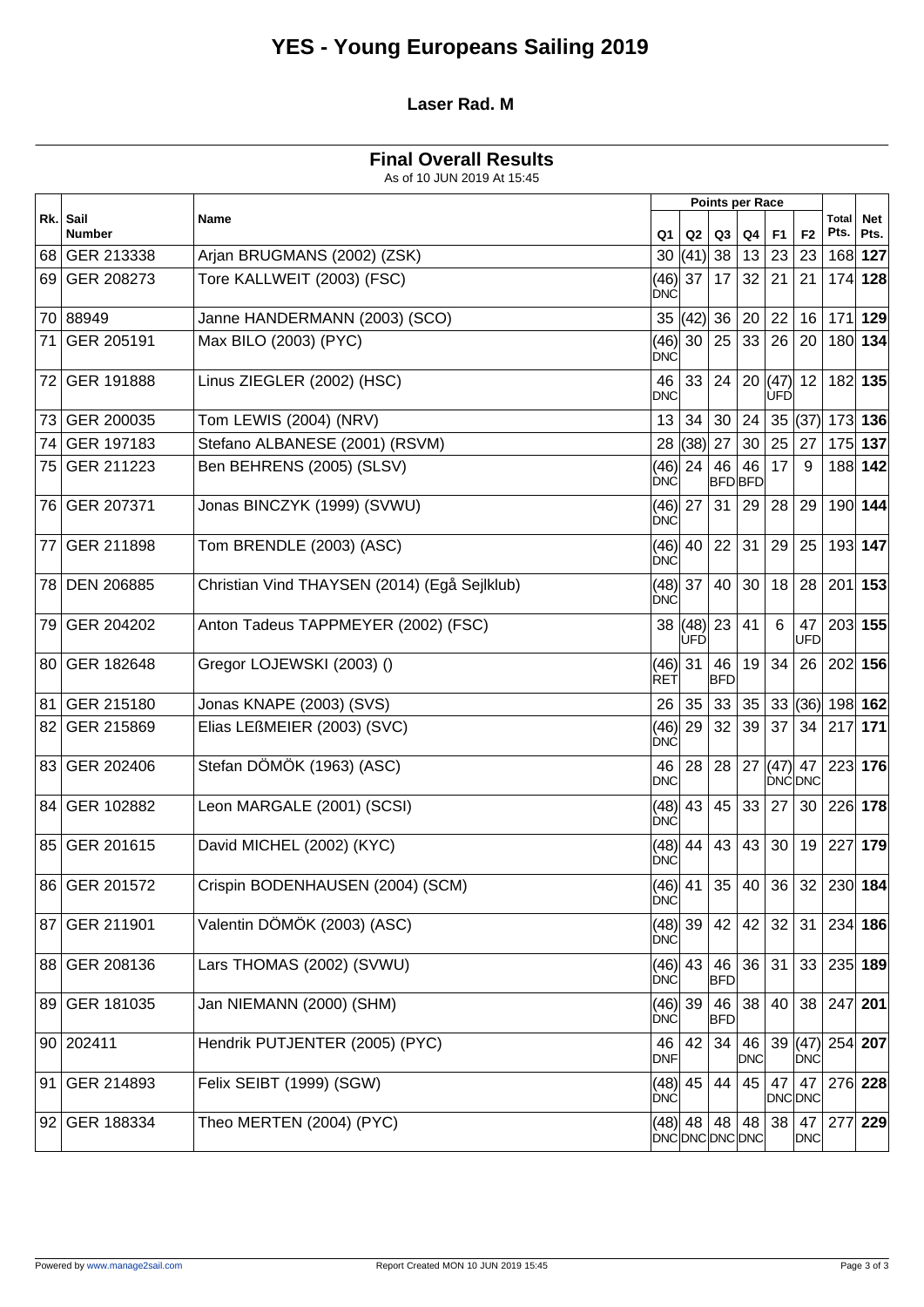# YES - Young Europeans Sailing 2019

### Laser Rad. M

## Final Overall Results

As of 10 JUN 2019 At 15:45

| Rk. | Sail Number | Name | Points per Race | | | | | | Total Pts. | Net Pts. |
|---|---|---|---|---|---|---|---|---|---|---|
| | | | Q1 | Q2 | Q3 | Q4 | F1 | F2 | | |
| 68 | GER 213338 | Arjan BRUGMANS (2002) (ZSK) | 30 | (41) | 38 | 13 | 23 | 23 | 168 | **127** |
| 69 | GER 208273 | Tore KALLWEIT (2003) (FSC) | (46) DNC | 37 | 17 | 32 | 21 | 21 | 174 | **128** |
| 70 | 88949 | Janne HANDERMANN (2003) (SCO) | 35 | (42) | 36 | 20 | 22 | 16 | 171 | **129** |
| 71 | GER 205191 | Max BILO (2003) (PYC) | (46) DNC | 30 | 25 | 33 | 26 | 20 | 180 | **134** |
| 72 | GER 191888 | Linus ZIEGLER (2002) (HSC) | 46 DNC | 33 | 24 | 20 | (47) UFD | 12 | 182 | **135** |
| 73 | GER 200035 | Tom LEWIS (2004) (NRV) | 13 | 34 | 30 | 24 | 35 | (37) | 173 | **136** |
| 74 | GER 197183 | Stefano ALBANESE (2001) (RSVM) | 28 | (38) | 27 | 30 | 25 | 27 | 175 | **137** |
| 75 | GER 211223 | Ben BEHRENS (2005) (SLSV) | (46) DNC | 24 | 46 BFD | 46 BFD | 17 | 9 | 188 | **142** |
| 76 | GER 207371 | Jonas BINCZYK (1999) (SVWU) | (46) DNC | 27 | 31 | 29 | 28 | 29 | 190 | **144** |
| 77 | GER 211898 | Tom BRENDLE (2003) (ASC) | (46) DNC | 40 | 22 | 31 | 29 | 25 | 193 | **147** |
| 78 | DEN 206885 | Christian Vind THAYSEN (2014) (Egå Sejlklub) | (48) DNC | 37 | 40 | 30 | 18 | 28 | 201 | **153** |
| 79 | GER 204202 | Anton Tadeus TAPPMEYER (2002) (FSC) | 38 | (48) UFD | 23 | 41 | 6 | 47 UFD | 203 | **155** |
| 80 | GER 182648 | Gregor LOJEWSKI (2003) () | (46) RET | 31 | 46 BFD | 19 | 34 | 26 | 202 | **156** |
| 81 | GER 215180 | Jonas KNAPE (2003) (SVS) | 26 | 35 | 33 | 35 | 33 | (36) | 198 | **162** |
| 82 | GER 215869 | Elias LEßMEIER (2003) (SVC) | (46) DNC | 29 | 32 | 39 | 37 | 34 | 217 | **171** |
| 83 | GER 202406 | Stefan DÖMÖK (1963) (ASC) | 46 DNC | 28 | 28 | 27 | (47) DNC | 47 DNC | 223 | **176** |
| 84 | GER 102882 | Leon MARGALE (2001) (SCSI) | (48) DNC | 43 | 45 | 33 | 27 | 30 | 226 | **178** |
| 85 | GER 201615 | David MICHEL (2002) (KYC) | (48) DNC | 44 | 43 | 43 | 30 | 19 | 227 | **179** |
| 86 | GER 201572 | Crispin BODENHAUSEN (2004) (SCM) | (46) DNC | 41 | 35 | 40 | 36 | 32 | 230 | **184** |
| 87 | GER 211901 | Valentin DÖMÖK (2003) (ASC) | (48) DNC | 39 | 42 | 42 | 32 | 31 | 234 | **186** |
| 88 | GER 208136 | Lars THOMAS (2002) (SVWU) | (46) DNC | 43 | 46 BFD | 36 | 31 | 33 | 235 | **189** |
| 89 | GER 181035 | Jan NIEMANN (2000) (SHM) | (46) DNC | 39 | 46 BFD | 38 | 40 | 38 | 247 | **201** |
| 90 | 202411 | Hendrik PUTJENTER (2005) (PYC) | 46 DNF | 42 | 34 | 46 DNC | 39 | (47) DNC | 254 | **207** |
| 91 | GER 214893 | Felix SEIBT (1999) (SGW) | (48) DNC | 45 | 44 | 45 | 47 DNC | 47 DNC | 276 | **228** |
| 92 | GER 188334 | Theo MERTEN (2004) (PYC) | (48) DNC | 48 DNC | 48 DNC | 48 DNC | 38 | 47 DNC | 277 | **229** |

Powered by www.manage2sail.com | Report Created MON 10 JUN 2019 15:45